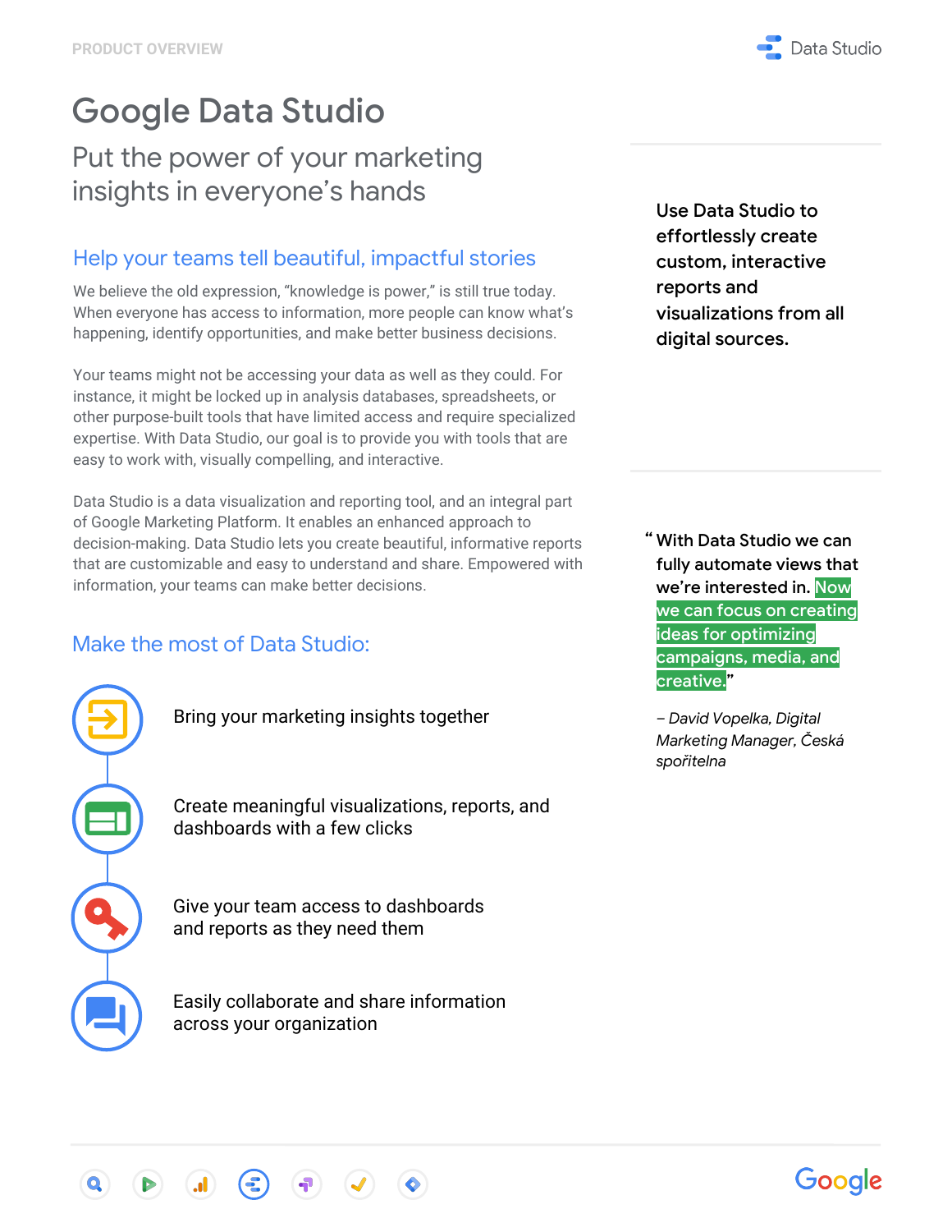PRODUCT OVERVIEW

# Google Data Studio

## Put the power of your marketing insights in everyone's hands

### Help your teams tell beautiful, impactful stories

We believe the old expression, "knowledge is power," is still true today. When everyone has access to information, more people can know what's happening, identify opportunities, and make better business decisions.

Your teams might not be accessing your data as well as they could. For instance, it might be locked up in analysis databases, spreadsheets, or other purpose-built tools that have limited access and require specialized expertise. With Data Studio, our goal is to provide you with tools that are easy to work with, visually compelling, and interactive.

Data Studio is a data visualization and reporting tool, and an integral part of Google Marketing Platform. It enables an enhanced approach to decision-making. Data Studio lets you create beautiful, informative reports that are customizable and easy to understand and share. Empowered with information, your teams can make better decisions.

### Make the most of Data Studio:

- Bring your marketing insights together
- Create meaningful visualizations, reports, and dashboards with a few clicks
- Give your team access to dashboards and reports as they need them
- Easily collaborate and share information across your organization

**Use Data Studio to effortlessly create custom, interactive reports and visualizations from all digital sources.**

**"With Data Studio we can fully automate views that we're interested in. Now we can focus on creating ideas for optimizing campaigns, media, and creative."**

*– David Vopelka, Digital Marketing Manager, Česká spořitelna*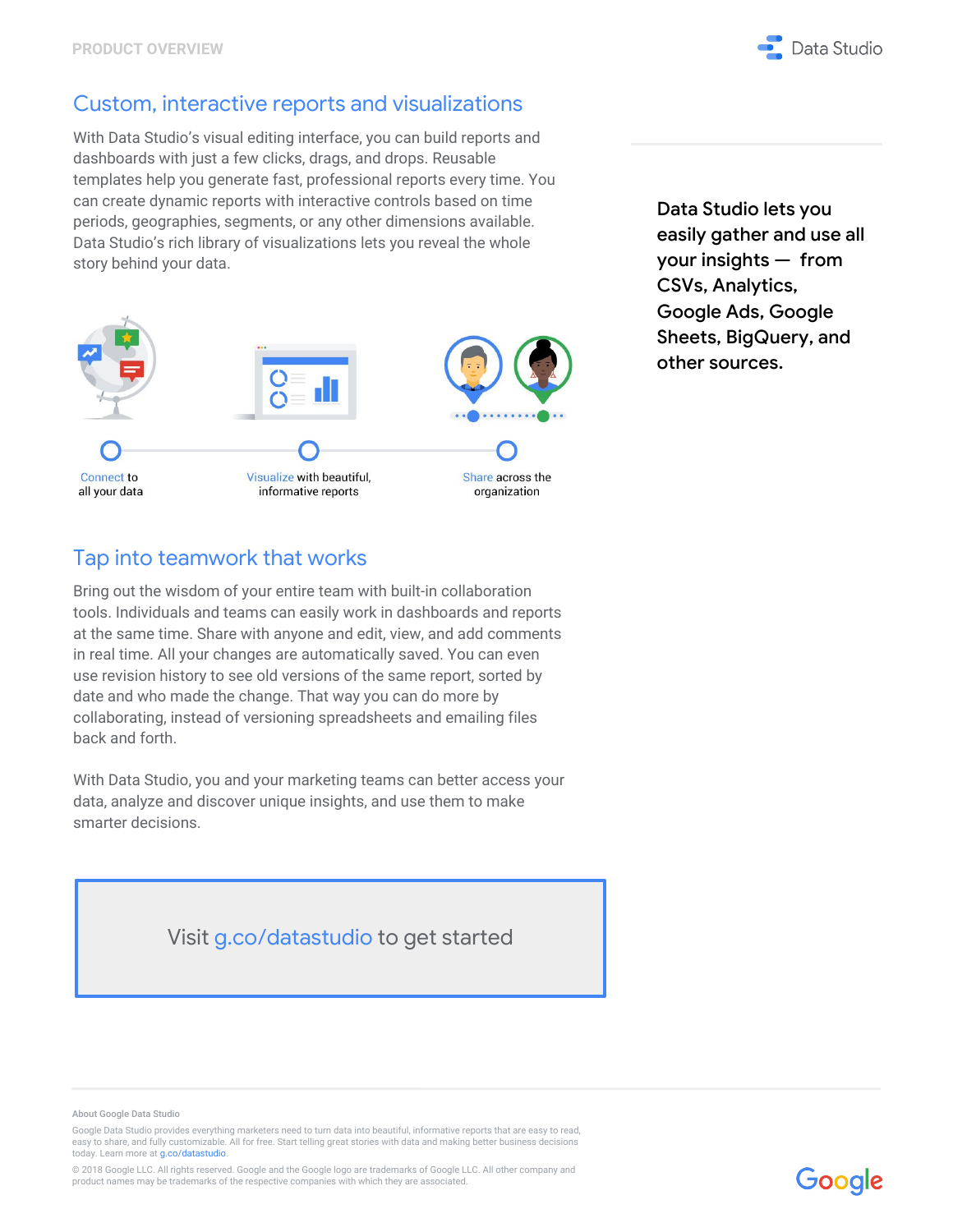## Custom, interactive reports and visualizations

With Data Studio's visual editing interface, you can build reports and dashboards with just a few clicks, drags, and drops. Reusable templates help you generate fast, professional reports every time. You can create dynamic reports with interactive controls based on time periods, geographies, segments, or any other dimensions available. Data Studio's rich library of visualizations lets you reveal the whole story behind your data.

**Data Studio lets you easily gather and use all your insights — from CSVs, Analytics, Google Ads, Google Sheets, BigQuery, and other sources.**

Connect to all your data

Visualize with beautiful, informative reports

Share across the organization

## Tap into teamwork that works

Bring out the wisdom of your entire team with built-in collaboration tools. Individuals and teams can easily work in dashboards and reports at the same time. Share with anyone and edit, view, and add comments in real time. All your changes are automatically saved. You can even use revision history to see old versions of the same report, sorted by date and who made the change. That way you can do more by collaborating, instead of versioning spreadsheets and emailing files back and forth.

With Data Studio, you and your marketing teams can better access your data, analyze and discover unique insights, and use them to make smarter decisions.

Visit g.co/datastudio to get started

**About Google Data Studio**

Google Data Studio provides everything marketers need to turn data into beautiful, informative reports that are easy to read, easy to share, and fully customizable. All for free. Start telling great stories with data and making better business decisions today. Learn more at g.co/datastudio.

© 2018 Google LLC. All rights reserved. Google and the Google logo are trademarks of Google LLC. All other company and product names may be trademarks of the respective companies with which they are associated.